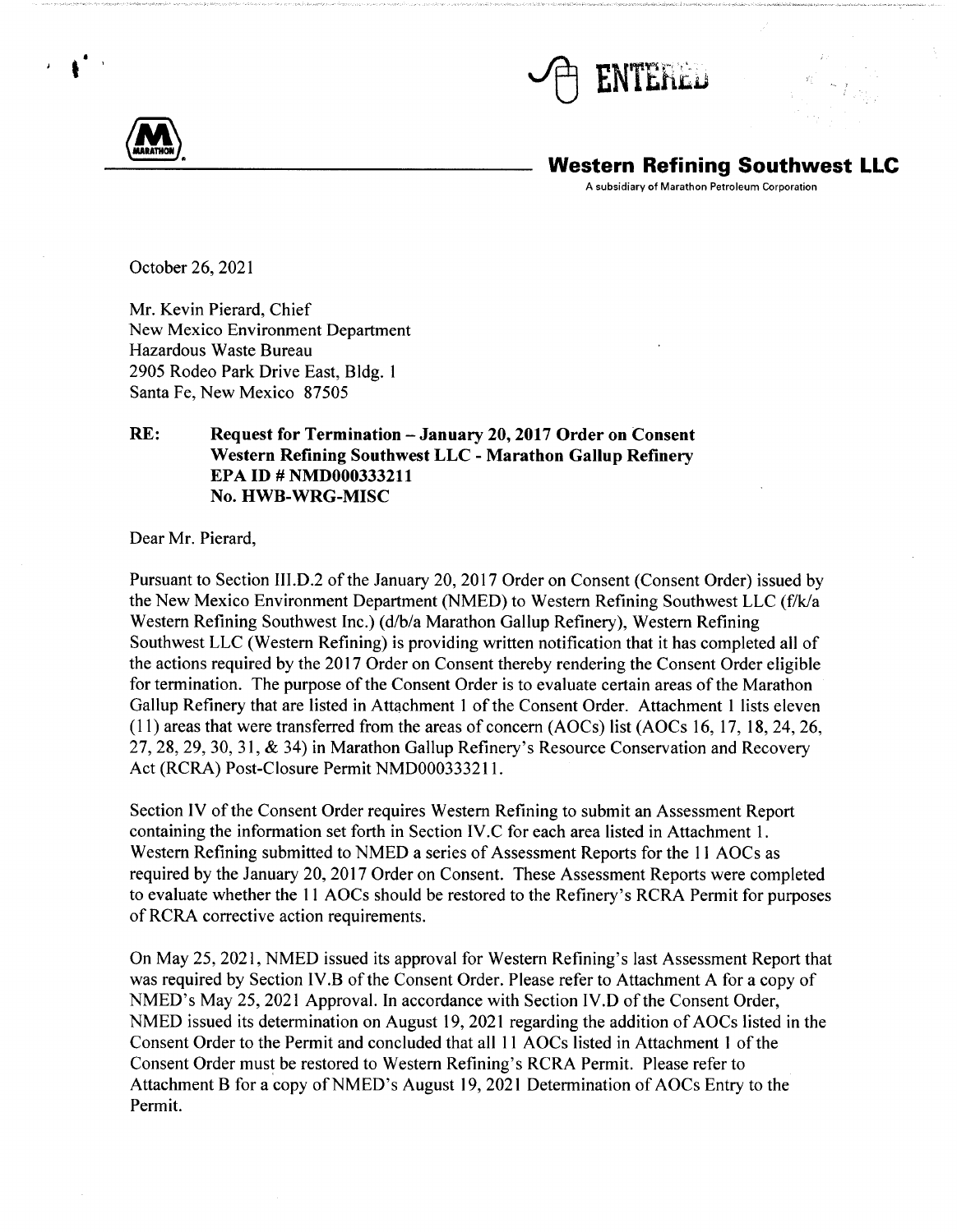ENTERED

**Western Refining Southwest LLC**

A subsidiary of Marathon Petroleum Corporation

October 26, 2021

Mr. Kevin Pierard, Chief
New Mexico Environment Department
Hazardous Waste Bureau
2905 Rodeo Park Drive East, Bldg. 1
Santa Fe, New Mexico 87505

**RE: Request for Termination – January 20, 2017 Order on Consent**
**Western Refining Southwest LLC - Marathon Gallup Refinery**
**EPA ID # NMD000333211**
**No. HWB-WRG-MISC**

Dear Mr. Pierard,

Pursuant to Section III.D.2 of the January 20, 2017 Order on Consent (Consent Order) issued by the New Mexico Environment Department (NMED) to Western Refining Southwest LLC (f/k/a Western Refining Southwest Inc.) (d/b/a Marathon Gallup Refinery), Western Refining Southwest LLC (Western Refining) is providing written notification that it has completed all of the actions required by the 2017 Order on Consent thereby rendering the Consent Order eligible for termination. The purpose of the Consent Order is to evaluate certain areas of the Marathon Gallup Refinery that are listed in Attachment 1 of the Consent Order. Attachment 1 lists eleven (11) areas that were transferred from the areas of concern (AOCs) list (AOCs 16, 17, 18, 24, 26, 27, 28, 29, 30, 31, & 34) in Marathon Gallup Refinery's Resource Conservation and Recovery Act (RCRA) Post-Closure Permit NMD000333211.

Section IV of the Consent Order requires Western Refining to submit an Assessment Report containing the information set forth in Section IV.C for each area listed in Attachment 1. Western Refining submitted to NMED a series of Assessment Reports for the 11 AOCs as required by the January 20, 2017 Order on Consent. These Assessment Reports were completed to evaluate whether the 11 AOCs should be restored to the Refinery's RCRA Permit for purposes of RCRA corrective action requirements.

On May 25, 2021, NMED issued its approval for Western Refining's last Assessment Report that was required by Section IV.B of the Consent Order. Please refer to Attachment A for a copy of NMED's May 25, 2021 Approval. In accordance with Section IV.D of the Consent Order, NMED issued its determination on August 19, 2021 regarding the addition of AOCs listed in the Consent Order to the Permit and concluded that all 11 AOCs listed in Attachment 1 of the Consent Order must be restored to Western Refining's RCRA Permit. Please refer to Attachment B for a copy of NMED's August 19, 2021 Determination of AOCs Entry to the Permit.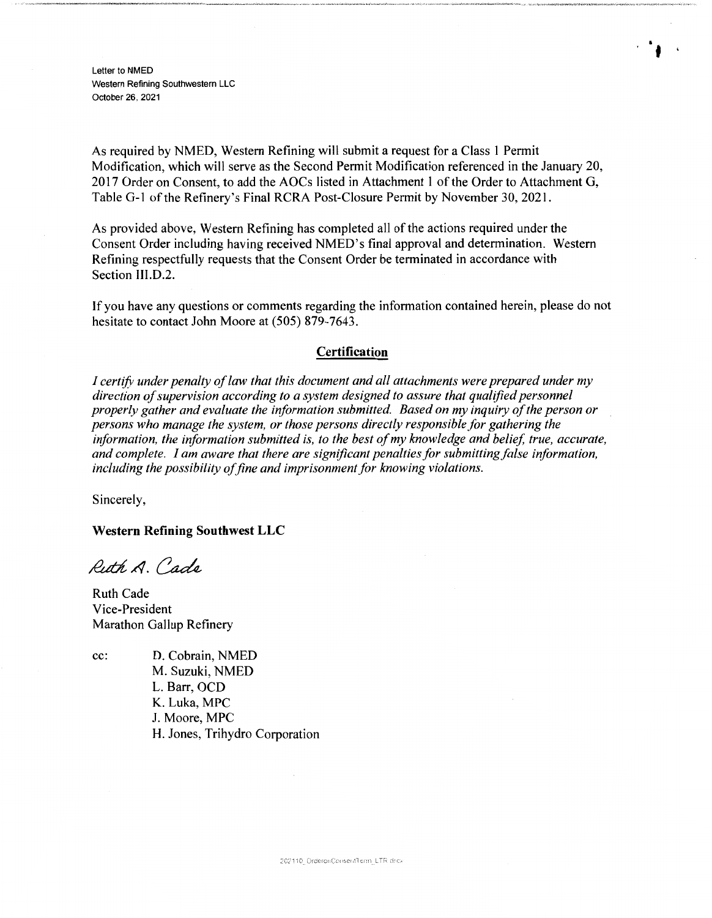As required by NMED, Western Refining will submit a request for a Class 1 Permit Modification, which will serve as the Second Permit Modification referenced in the January 20, 2017 Order on Consent, to add the AOCs listed in Attachment 1 of the Order to Attachment G, Table G-1 of the Refinery's Final RCRA Post-Closure Permit by November 30, 2021.

As provided above, Western Refining has completed all of the actions required under the Consent Order including having received NMED's final approval and determination. Western Refining respectfully requests that the Consent Order be terminated in accordance with Section III.D.2.

If you have any questions or comments regarding the information contained herein, please do not hesitate to contact John Moore at (505) 879-7643.

## Certification

*I certify under penalty of law that this document and all attachments were prepared under my direction of supervision according to a system designed to assure that qualified personnel properly gather and evaluate the information submitted. Based on my inquiry of the person or persons who manage the system, or those persons directly responsible for gathering the information, the information submitted is, to the best of my knowledge and belief, true, accurate, and complete. I am aware that there are significant penalties for submitting false information, including the possibility of fine and imprisonment for knowing violations.*

Sincerely,

**Western Refining Southwest LLC**

Ruth A. Cade

Ruth Cade
Vice-President
Marathon Gallup Refinery

cc: D. Cobrain, NMED
M. Suzuki, NMED
L. Barr, OCD
K. Luka, MPC
J. Moore, MPC
H. Jones, Trihydro Corporation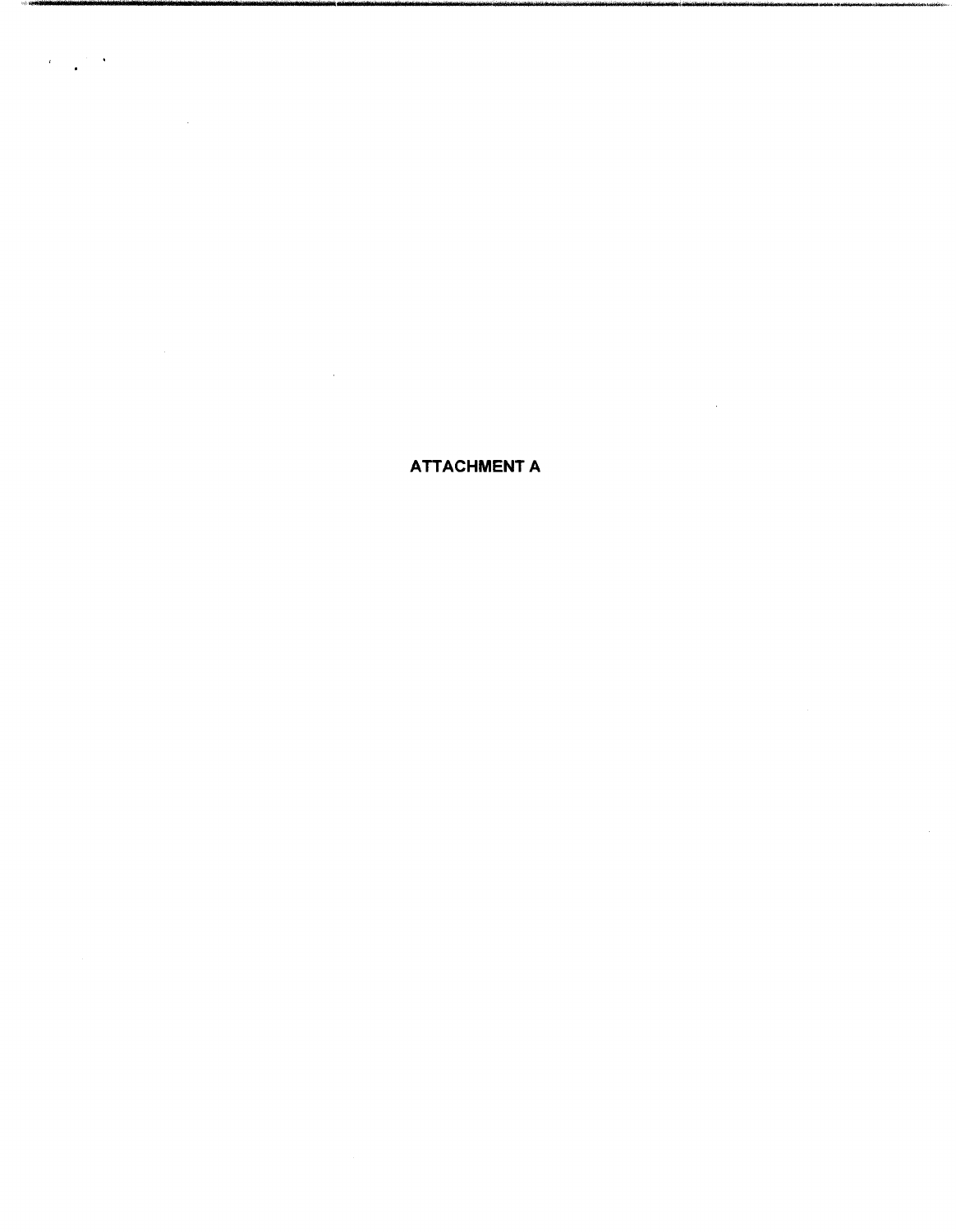# ATTACHMENT A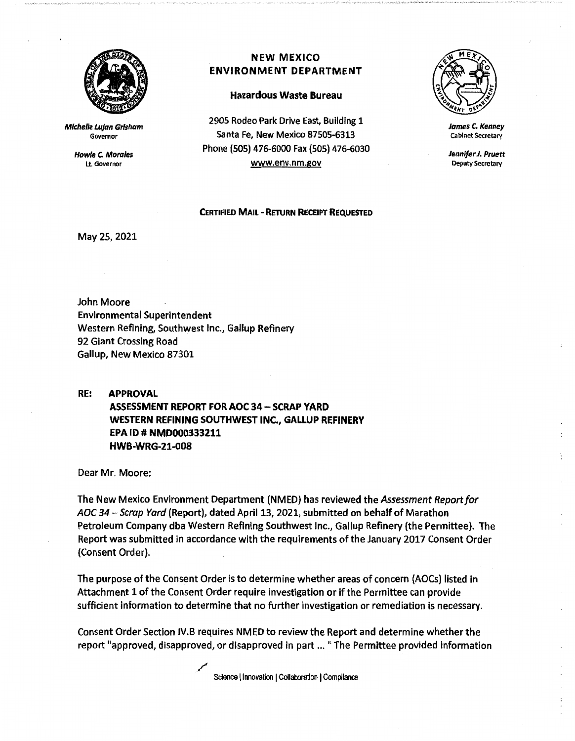# NEW MEXICO ENVIRONMENT DEPARTMENT

## Hazardous Waste Bureau

**Michelle Lujan Grisham**
Governor

**Howie C. Morales**
Lt. Governor

2905 Rodeo Park Drive East, Building 1
Santa Fe, New Mexico 87505-6313
Phone (505) 476-6000 Fax (505) 476-6030
www.env.nm.gov

**James C. Kenney**
Cabinet Secretary

**Jennifer J. Pruett**
Deputy Secretary

**CERTIFIED MAIL - RETURN RECEIPT REQUESTED**

May 25, 2021

John Moore
Environmental Superintendent
Western Refining, Southwest Inc., Gallup Refinery
92 Giant Crossing Road
Gallup, New Mexico 87301

**RE: APPROVAL**
**ASSESSMENT REPORT FOR AOC 34 – SCRAP YARD**
**WESTERN REFINING SOUTHWEST INC., GALLUP REFINERY**
**EPA ID # NMD000333211**
**HWB-WRG-21-008**

Dear Mr. Moore:

The New Mexico Environment Department (NMED) has reviewed the *Assessment Report for AOC 34 – Scrap Yard* (Report), dated April 13, 2021, submitted on behalf of Marathon Petroleum Company dba Western Refining Southwest Inc., Gallup Refinery (the Permittee). The Report was submitted in accordance with the requirements of the January 2017 Consent Order (Consent Order).

The purpose of the Consent Order is to determine whether areas of concern (AOCs) listed in Attachment 1 of the Consent Order require investigation or if the Permittee can provide sufficient information to determine that no further investigation or remediation is necessary.

Consent Order Section IV.B requires NMED to review the Report and determine whether the report "approved, disapproved, or disapproved in part ... " The Permittee provided information

Science | Innovation | Collaboration | Compliance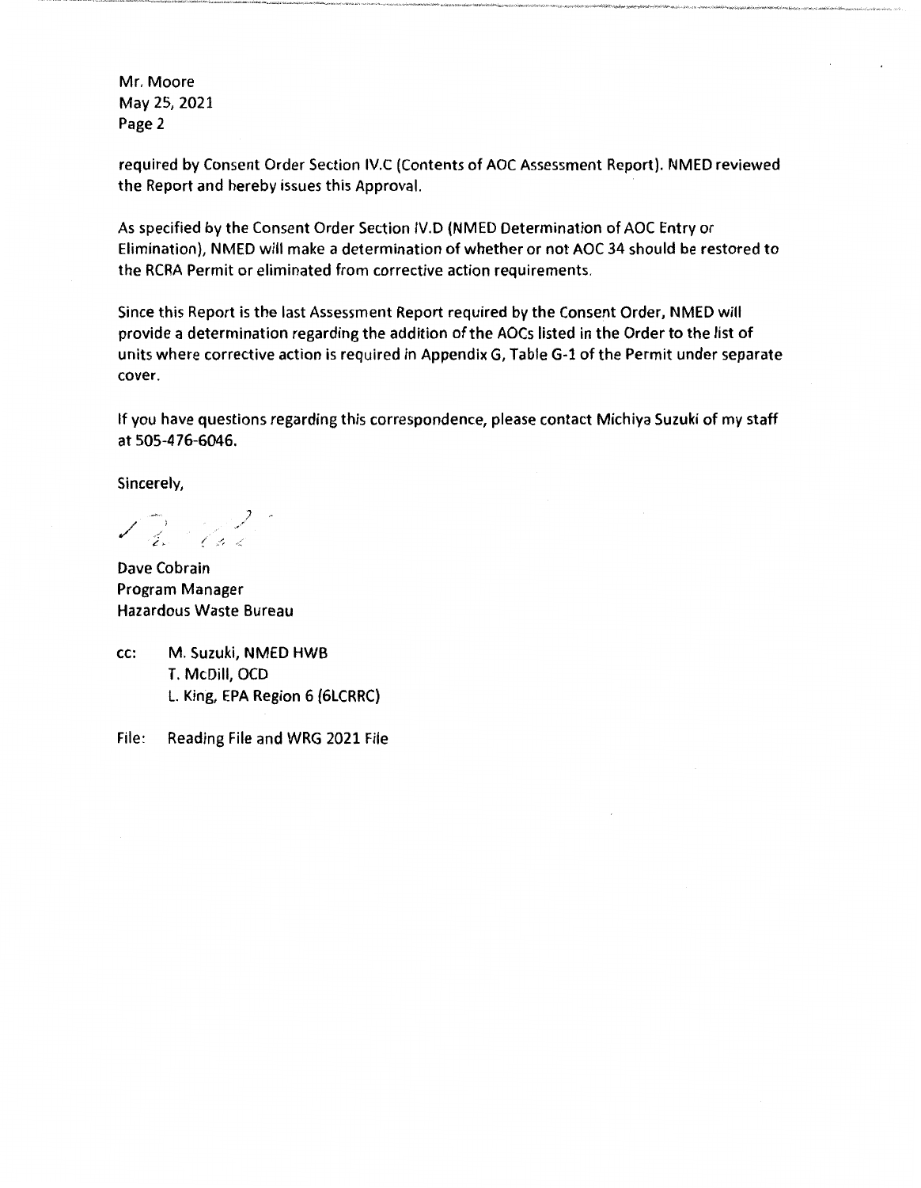required by Consent Order Section IV.C (Contents of AOC Assessment Report). NMED reviewed the Report and hereby issues this Approval.

As specified by the Consent Order Section IV.D (NMED Determination of AOC Entry or Elimination), NMED will make a determination of whether or not AOC 34 should be restored to the RCRA Permit or eliminated from corrective action requirements.

Since this Report is the last Assessment Report required by the Consent Order, NMED will provide a determination regarding the addition of the AOCs listed in the Order to the list of units where corrective action is required in Appendix G, Table G-1 of the Permit under separate cover.

If you have questions regarding this correspondence, please contact Michiya Suzuki of my staff at 505-476-6046.

Sincerely,

Dave Cobrain
Program Manager
Hazardous Waste Bureau

cc: M. Suzuki, NMED HWB
T. McDill, OCD
L. King, EPA Region 6 (6LCRRC)

File: Reading File and WRG 2021 File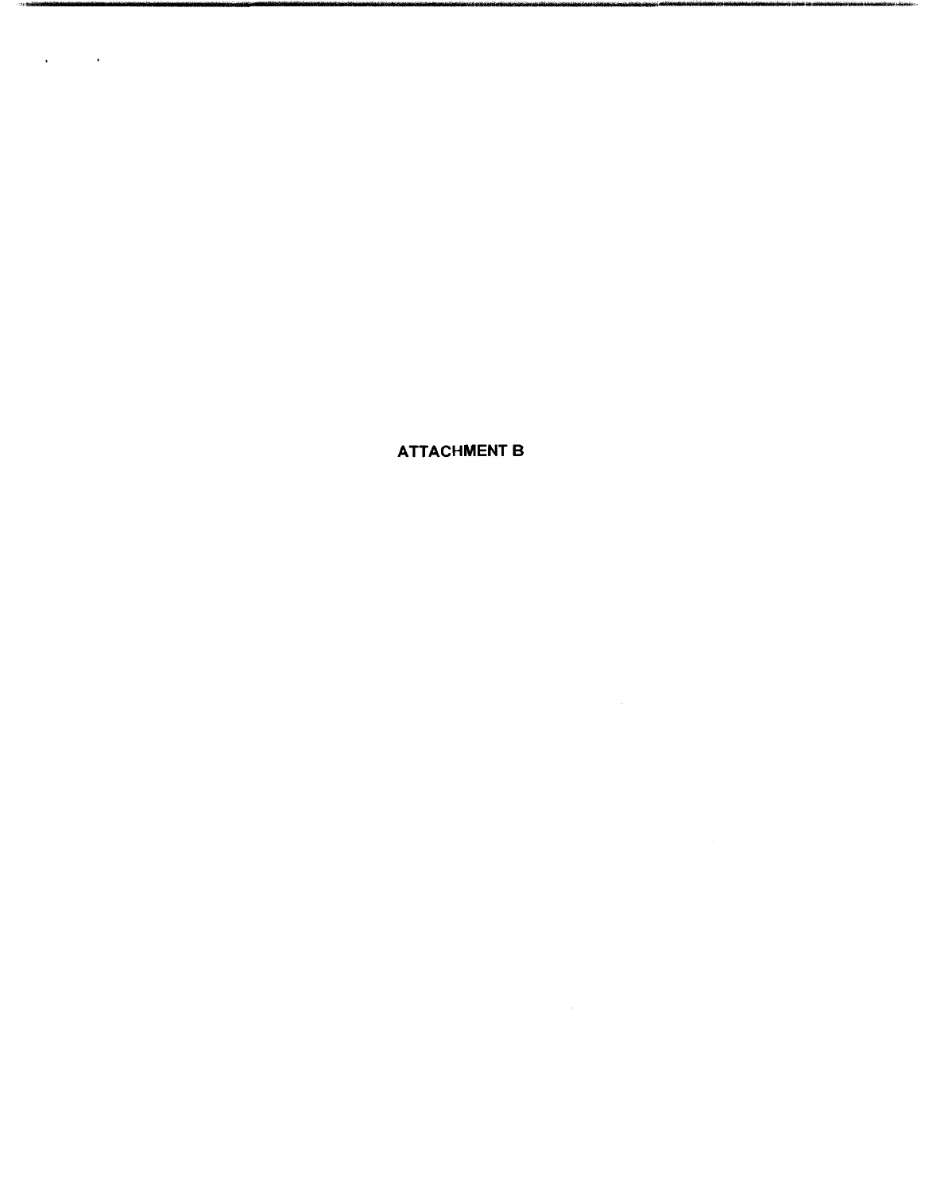**ATTACHMENT B**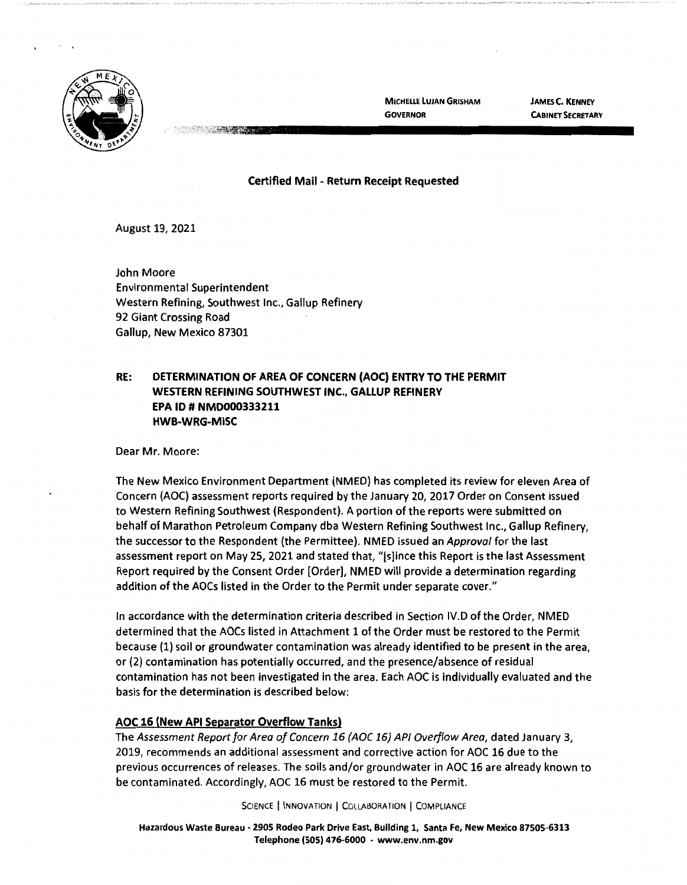MICHELLE LUJAN GRISHAM
GOVERNOR

JAMES C. KENNEY
CABINET SECRETARY

**Certified Mail - Return Receipt Requested**

August 19, 2021

John Moore
Environmental Superintendent
Western Refining, Southwest Inc., Gallup Refinery
92 Giant Crossing Road
Gallup, New Mexico 87301

**RE: DETERMINATION OF AREA OF CONCERN (AOC) ENTRY TO THE PERMIT
WESTERN REFINING SOUTHWEST INC., GALLUP REFINERY
EPA ID # NMD000333211
HWB-WRG-MISC**

Dear Mr. Moore:

The New Mexico Environment Department (NMED) has completed its review for eleven Area of Concern (AOC) assessment reports required by the January 20, 2017 Order on Consent issued to Western Refining Southwest (Respondent). A portion of the reports were submitted on behalf of Marathon Petroleum Company dba Western Refining Southwest Inc., Gallup Refinery, the successor to the Respondent (the Permittee). NMED issued an *Approval* for the last assessment report on May 25, 2021 and stated that, "[s]ince this Report is the last Assessment Report required by the Consent Order [Order], NMED will provide a determination regarding addition of the AOCs listed in the Order to the Permit under separate cover."

In accordance with the determination criteria described in Section IV.D of the Order, NMED determined that the AOCs listed in Attachment 1 of the Order must be restored to the Permit because (1) soil or groundwater contamination was already identified to be present in the area, or (2) contamination has potentially occurred, and the presence/absence of residual contamination has not been investigated in the area. Each AOC is individually evaluated and the basis for the determination is described below:

**AOC 16 (New API Separator Overflow Tanks)**

The *Assessment Report for Area of Concern 16 (AOC 16) API Overflow Area*, dated January 3, 2019, recommends an additional assessment and corrective action for AOC 16 due to the previous occurrences of releases. The soils and/or groundwater in AOC 16 are already known to be contaminated. Accordingly, AOC 16 must be restored to the Permit.

SCIENCE | INNOVATION | COLLABORATION | COMPLIANCE

Hazardous Waste Bureau - 2905 Rodeo Park Drive East, Building 1, Santa Fe, New Mexico 87505-6313
Telephone (505) 476-6000 - www.env.nm.gov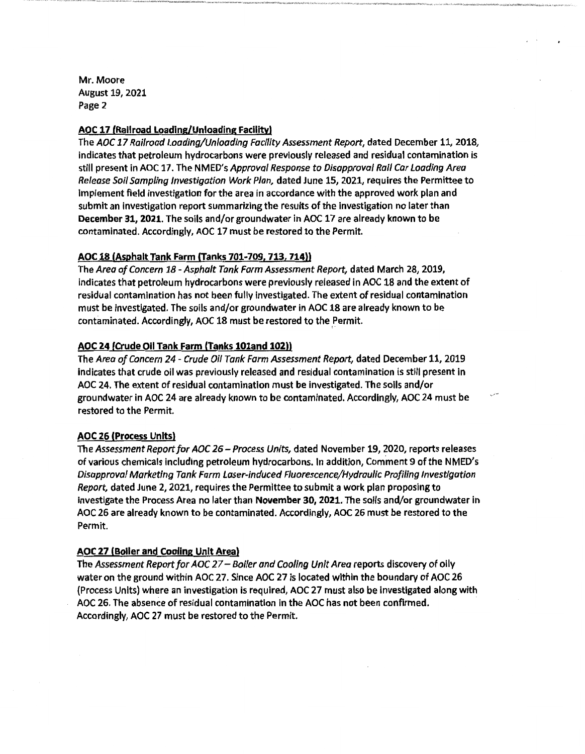Mr. Moore
August 19, 2021
Page 2

**AOC 17 (Railroad Loading/Unloading Facility)**

The *AOC 17 Railroad Loading/Unloading Facility Assessment Report*, dated December 11, 2018, indicates that petroleum hydrocarbons were previously released and residual contamination is still present in AOC 17. The NMED's *Approval Response to Disapproval Rail Car Loading Area Release Soil Sampling Investigation Work Plan*, dated June 15, 2021, requires the Permittee to implement field investigation for the area in accordance with the approved work plan and submit an investigation report summarizing the results of the investigation no later than **December 31, 2021.** The soils and/or groundwater in AOC 17 are already known to be contaminated. Accordingly, AOC 17 must be restored to the Permit.

**AOC 18 (Asphalt Tank Farm (Tanks 701-709, 713, 714))**

The *Area of Concern 18 - Asphalt Tank Farm Assessment Report*, dated March 28, 2019, indicates that petroleum hydrocarbons were previously released in AOC 18 and the extent of residual contamination has not been fully investigated. The extent of residual contamination must be investigated. The soils and/or groundwater in AOC 18 are already known to be contaminated. Accordingly, AOC 18 must be restored to the Permit.

**AOC 24 (Crude Oil Tank Farm (Tanks 101and 102))**

The *Area of Concern 24 - Crude Oil Tank Farm Assessment Report*, dated December 11, 2019 indicates that crude oil was previously released and residual contamination is still present in AOC 24. The extent of residual contamination must be investigated. The soils and/or groundwater in AOC 24 are already known to be contaminated. Accordingly, AOC 24 must be restored to the Permit.

**AOC 26 (Process Units)**

The *Assessment Report for AOC 26 – Process Units*, dated November 19, 2020, reports releases of various chemicals including petroleum hydrocarbons. In addition, Comment 9 of the NMED's *Disapproval Marketing Tank Farm Laser-induced Fluorescence/Hydraulic Profiling Investigation Report*, dated June 2, 2021, requires the Permittee to submit a work plan proposing to investigate the Process Area no later than **November 30, 2021.** The soils and/or groundwater in AOC 26 are already known to be contaminated. Accordingly, AOC 26 must be restored to the Permit.

**AOC 27 (Boiler and Cooling Unit Area)**

The *Assessment Report for AOC 27 – Boiler and Cooling Unit Area* reports discovery of oily water on the ground within AOC 27. Since AOC 27 is located within the boundary of AOC 26 (Process Units) where an investigation is required, AOC 27 must also be investigated along with AOC 26. The absence of residual contamination in the AOC has not been confirmed. Accordingly, AOC 27 must be restored to the Permit.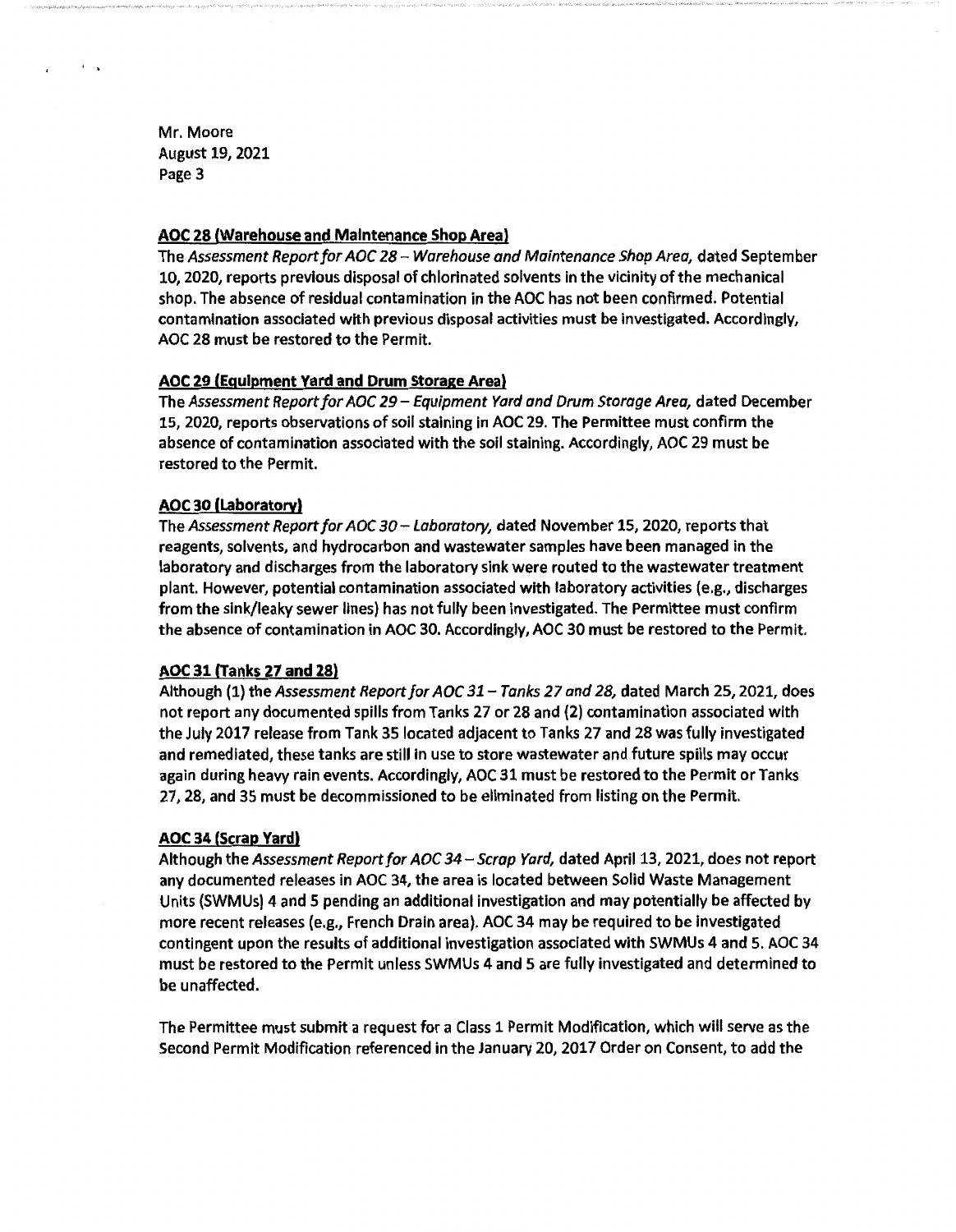Mr. Moore
August 19, 2021
Page 3

**AOC 28 (Warehouse and Maintenance Shop Area)**

The *Assessment Report for AOC 28 – Warehouse and Maintenance Shop Area,* dated September 10, 2020, reports previous disposal of chlorinated solvents in the vicinity of the mechanical shop. The absence of residual contamination in the AOC has not been confirmed. Potential contamination associated with previous disposal activities must be investigated. Accordingly, AOC 28 must be restored to the Permit.

**AOC 29 (Equipment Yard and Drum Storage Area)**

The *Assessment Report for AOC 29 – Equipment Yard and Drum Storage Area,* dated December 15, 2020, reports observations of soil staining in AOC 29. The Permittee must confirm the absence of contamination associated with the soil staining. Accordingly, AOC 29 must be restored to the Permit.

**AOC 30 (Laboratory)**

The *Assessment Report for AOC 30 – Laboratory,* dated November 15, 2020, reports that reagents, solvents, and hydrocarbon and wastewater samples have been managed in the laboratory and discharges from the laboratory sink were routed to the wastewater treatment plant. However, potential contamination associated with laboratory activities (e.g., discharges from the sink/leaky sewer lines) has not fully been investigated. The Permittee must confirm the absence of contamination in AOC 30. Accordingly, AOC 30 must be restored to the Permit.

**AOC 31 (Tanks 27 and 28)**

Although (1) the *Assessment Report for AOC 31 – Tanks 27 and 28,* dated March 25, 2021, does not report any documented spills from Tanks 27 or 28 and (2) contamination associated with the July 2017 release from Tank 35 located adjacent to Tanks 27 and 28 was fully investigated and remediated, these tanks are still in use to store wastewater and future spills may occur again during heavy rain events. Accordingly, AOC 31 must be restored to the Permit or Tanks 27, 28, and 35 must be decommissioned to be eliminated from listing on the Permit.

**AOC 34 (Scrap Yard)**

Although the *Assessment Report for AOC 34 – Scrap Yard,* dated April 13, 2021, does not report any documented releases in AOC 34, the area is located between Solid Waste Management Units (SWMUs) 4 and 5 pending an additional investigation and may potentially be affected by more recent releases (e.g., French Drain area). AOC 34 may be required to be investigated contingent upon the results of additional investigation associated with SWMUs 4 and 5. AOC 34 must be restored to the Permit unless SWMUs 4 and 5 are fully investigated and determined to be unaffected.

The Permittee must submit a request for a Class 1 Permit Modification, which will serve as the Second Permit Modification referenced in the January 20, 2017 Order on Consent, to add the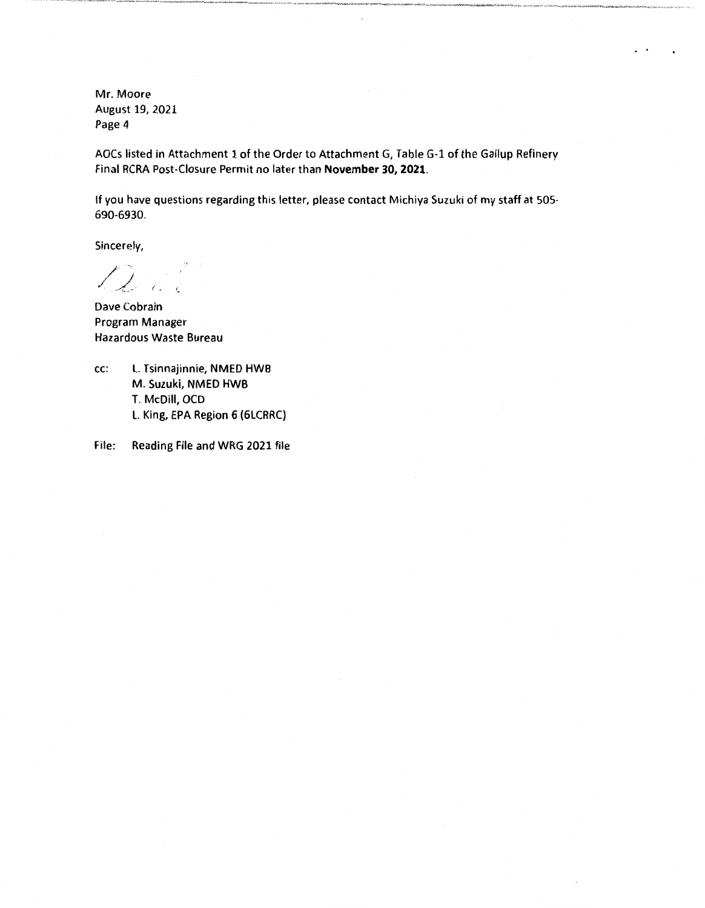Mr. Moore
August 19, 2021
Page 4

AOCs listed in Attachment 1 of the Order to Attachment G, Table G-1 of the Gallup Refinery Final RCRA Post-Closure Permit no later than **November 30, 2021**.

If you have questions regarding this letter, please contact Michiya Suzuki of my staff at 505-690-6930.

Sincerely,

Dave Cobrain
Program Manager
Hazardous Waste Bureau

cc: L. Tsinnajinnie, NMED HWB
M. Suzuki, NMED HWB
T. McDill, OCD
L. King, EPA Region 6 (6LCRRC)

File: Reading File and WRG 2021 file